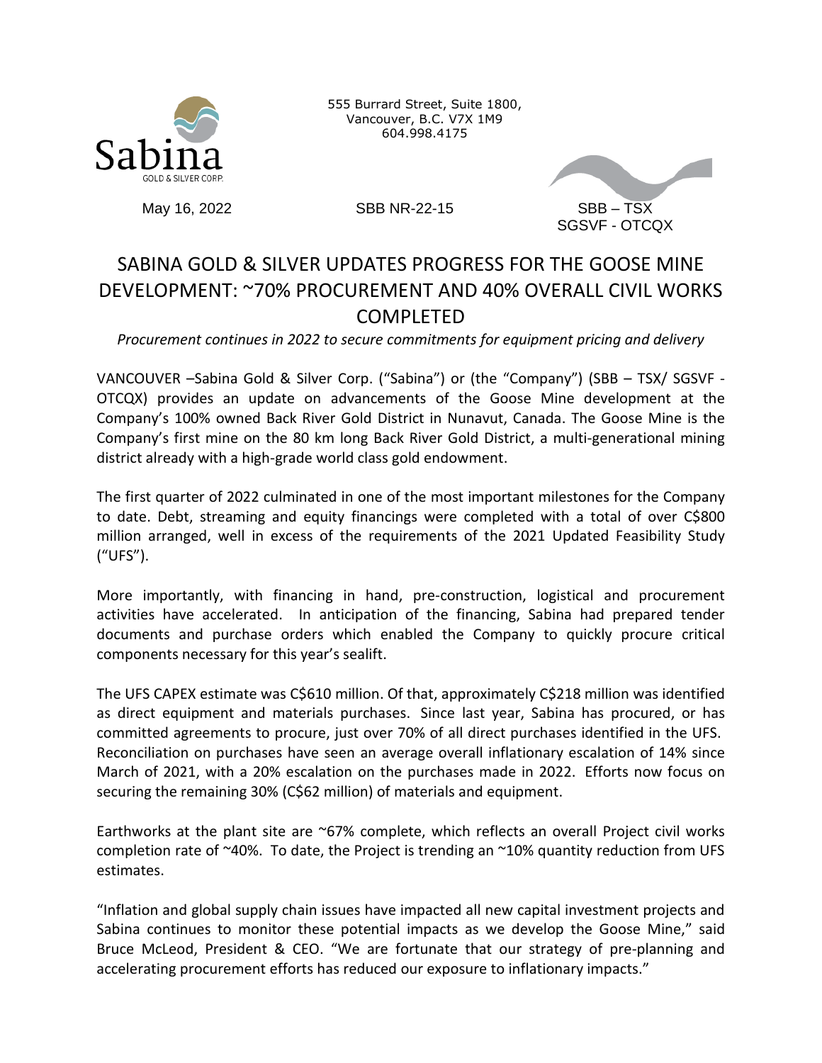Sabina GOLD & SILVER CORP.

555 Burrard Street, Suite 1800,
Vancouver, B.C. V7X 1M9
604.998.4175

May 16, 2022 SBB NR-22-15 SBB – TSX
SGSVF - OTCQX

# SABINA GOLD & SILVER UPDATES PROGRESS FOR THE GOOSE MINE DEVELOPMENT: ~70% PROCUREMENT AND 40% OVERALL CIVIL WORKS COMPLETED

*Procurement continues in 2022 to secure commitments for equipment pricing and delivery*

VANCOUVER –Sabina Gold & Silver Corp. ("Sabina") or (the "Company") (SBB – TSX/ SGSVF - OTCQX) provides an update on advancements of the Goose Mine development at the Company's 100% owned Back River Gold District in Nunavut, Canada. The Goose Mine is the Company's first mine on the 80 km long Back River Gold District, a multi-generational mining district already with a high-grade world class gold endowment.

The first quarter of 2022 culminated in one of the most important milestones for the Company to date. Debt, streaming and equity financings were completed with a total of over C$800 million arranged, well in excess of the requirements of the 2021 Updated Feasibility Study ("UFS").

More importantly, with financing in hand, pre-construction, logistical and procurement activities have accelerated. In anticipation of the financing, Sabina had prepared tender documents and purchase orders which enabled the Company to quickly procure critical components necessary for this year's sealift.

The UFS CAPEX estimate was C$610 million. Of that, approximately C$218 million was identified as direct equipment and materials purchases. Since last year, Sabina has procured, or has committed agreements to procure, just over 70% of all direct purchases identified in the UFS. Reconciliation on purchases have seen an average overall inflationary escalation of 14% since March of 2021, with a 20% escalation on the purchases made in 2022. Efforts now focus on securing the remaining 30% (C$62 million) of materials and equipment.

Earthworks at the plant site are ~67% complete, which reflects an overall Project civil works completion rate of ~40%. To date, the Project is trending an ~10% quantity reduction from UFS estimates.

"Inflation and global supply chain issues have impacted all new capital investment projects and Sabina continues to monitor these potential impacts as we develop the Goose Mine," said Bruce McLeod, President & CEO. "We are fortunate that our strategy of pre-planning and accelerating procurement efforts has reduced our exposure to inflationary impacts."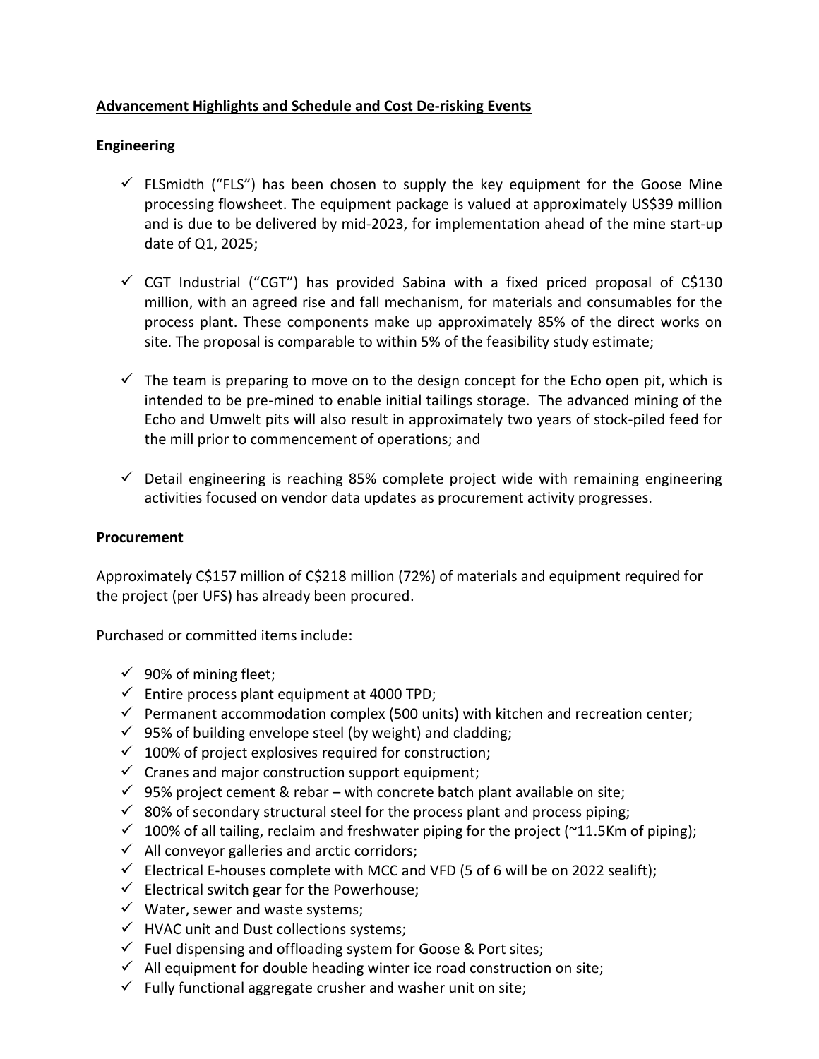## Advancement Highlights and Schedule and Cost De-risking Events

### Engineering

- ✓ FLSmidth ("FLS") has been chosen to supply the key equipment for the Goose Mine processing flowsheet. The equipment package is valued at approximately US$39 million and is due to be delivered by mid-2023, for implementation ahead of the mine start-up date of Q1, 2025;
- ✓ CGT Industrial ("CGT") has provided Sabina with a fixed priced proposal of C$130 million, with an agreed rise and fall mechanism, for materials and consumables for the process plant. These components make up approximately 85% of the direct works on site. The proposal is comparable to within 5% of the feasibility study estimate;
- ✓ The team is preparing to move on to the design concept for the Echo open pit, which is intended to be pre-mined to enable initial tailings storage. The advanced mining of the Echo and Umwelt pits will also result in approximately two years of stock-piled feed for the mill prior to commencement of operations; and
- ✓ Detail engineering is reaching 85% complete project wide with remaining engineering activities focused on vendor data updates as procurement activity progresses.

### Procurement

Approximately C$157 million of C$218 million (72%) of materials and equipment required for the project (per UFS) has already been procured.

Purchased or committed items include:

- ✓ 90% of mining fleet;
- ✓ Entire process plant equipment at 4000 TPD;
- ✓ Permanent accommodation complex (500 units) with kitchen and recreation center;
- ✓ 95% of building envelope steel (by weight) and cladding;
- ✓ 100% of project explosives required for construction;
- ✓ Cranes and major construction support equipment;
- ✓ 95% project cement & rebar – with concrete batch plant available on site;
- ✓ 80% of secondary structural steel for the process plant and process piping;
- ✓ 100% of all tailing, reclaim and freshwater piping for the project (~11.5Km of piping);
- ✓ All conveyor galleries and arctic corridors;
- ✓ Electrical E-houses complete with MCC and VFD (5 of 6 will be on 2022 sealift);
- ✓ Electrical switch gear for the Powerhouse;
- ✓ Water, sewer and waste systems;
- ✓ HVAC unit and Dust collections systems;
- ✓ Fuel dispensing and offloading system for Goose & Port sites;
- ✓ All equipment for double heading winter ice road construction on site;
- ✓ Fully functional aggregate crusher and washer unit on site;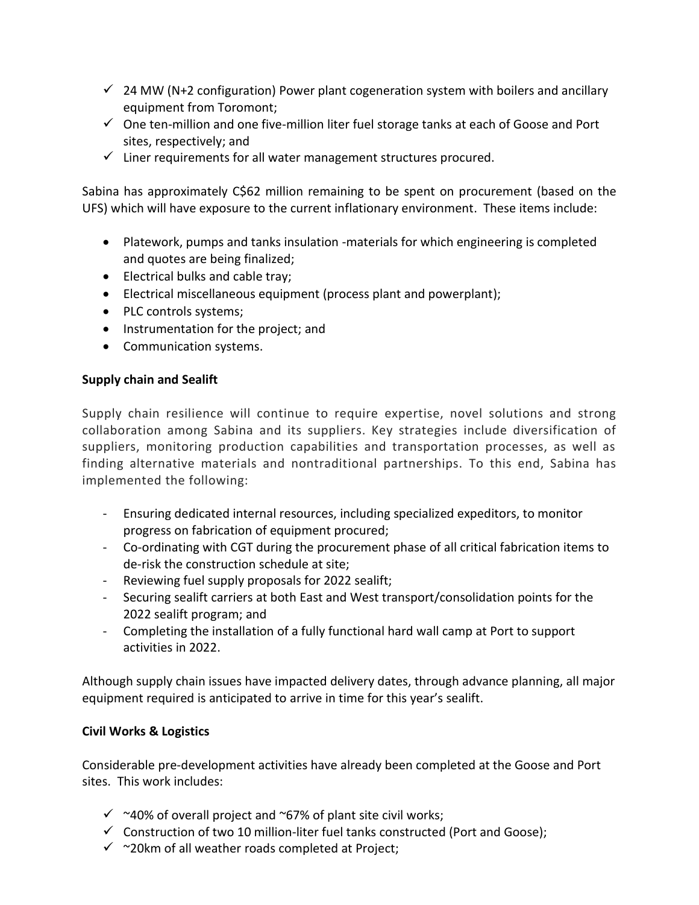- ✓ 24 MW (N+2 configuration) Power plant cogeneration system with boilers and ancillary equipment from Toromont;
- ✓ One ten-million and one five-million liter fuel storage tanks at each of Goose and Port sites, respectively; and
- ✓ Liner requirements for all water management structures procured.

Sabina has approximately C$62 million remaining to be spent on procurement (based on the UFS) which will have exposure to the current inflationary environment. These items include:

- Platework, pumps and tanks insulation -materials for which engineering is completed and quotes are being finalized;
- Electrical bulks and cable tray;
- Electrical miscellaneous equipment (process plant and powerplant);
- PLC controls systems;
- Instrumentation for the project; and
- Communication systems.

**Supply chain and Sealift**

Supply chain resilience will continue to require expertise, novel solutions and strong collaboration among Sabina and its suppliers. Key strategies include diversification of suppliers, monitoring production capabilities and transportation processes, as well as finding alternative materials and nontraditional partnerships. To this end, Sabina has implemented the following:

- Ensuring dedicated internal resources, including specialized expeditors, to monitor progress on fabrication of equipment procured;
- Co-ordinating with CGT during the procurement phase of all critical fabrication items to de-risk the construction schedule at site;
- Reviewing fuel supply proposals for 2022 sealift;
- Securing sealift carriers at both East and West transport/consolidation points for the 2022 sealift program; and
- Completing the installation of a fully functional hard wall camp at Port to support activities in 2022.

Although supply chain issues have impacted delivery dates, through advance planning, all major equipment required is anticipated to arrive in time for this year's sealift.

**Civil Works & Logistics**

Considerable pre-development activities have already been completed at the Goose and Port sites. This work includes:

- ✓ ~40% of overall project and ~67% of plant site civil works;
- ✓ Construction of two 10 million-liter fuel tanks constructed (Port and Goose);
- ✓ ~20km of all weather roads completed at Project;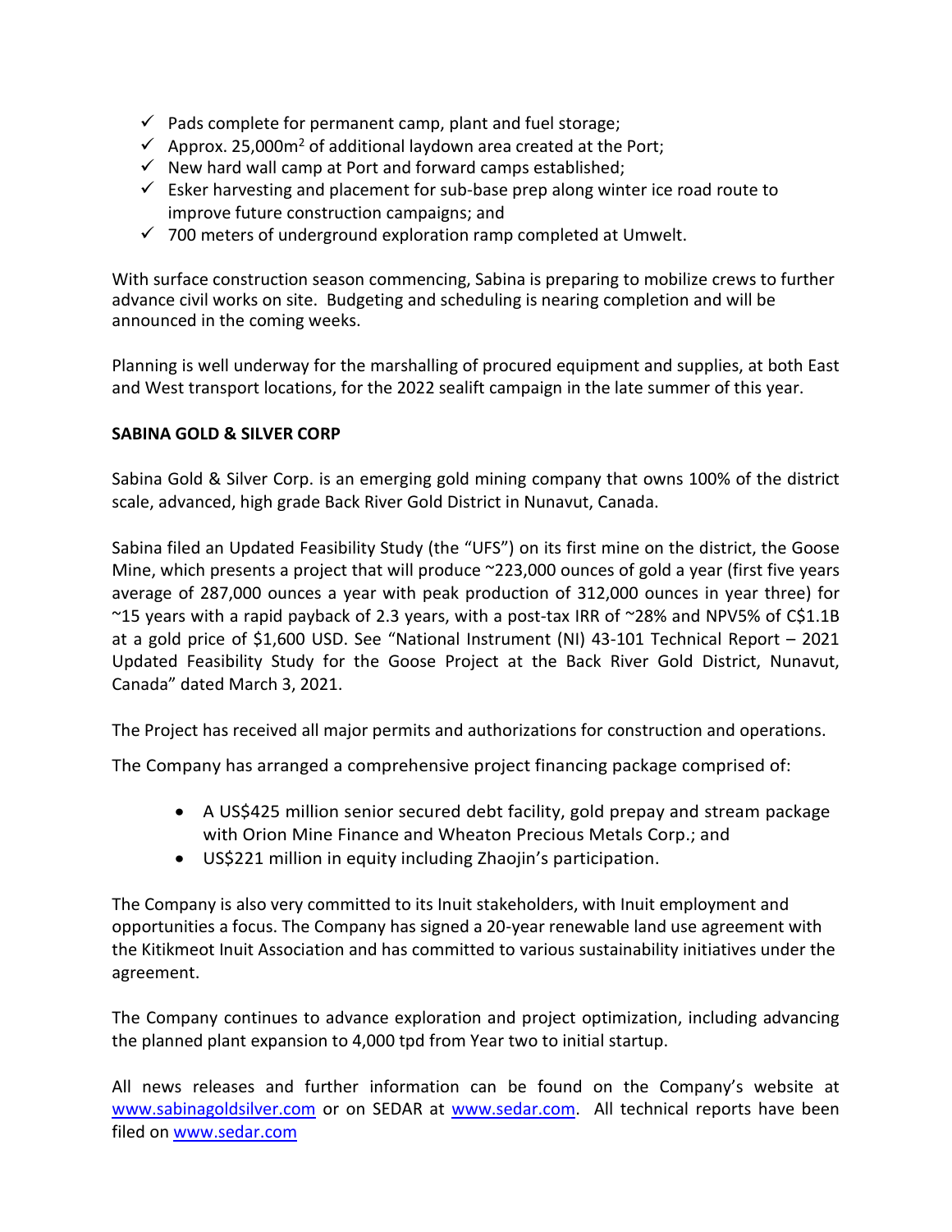- ✓ Pads complete for permanent camp, plant and fuel storage;
- ✓ Approx. 25,000m$^2$ of additional laydown area created at the Port;
- ✓ New hard wall camp at Port and forward camps established;
- ✓ Esker harvesting and placement for sub-base prep along winter ice road route to improve future construction campaigns; and
- ✓ 700 meters of underground exploration ramp completed at Umwelt.

With surface construction season commencing, Sabina is preparing to mobilize crews to further advance civil works on site. Budgeting and scheduling is nearing completion and will be announced in the coming weeks.

Planning is well underway for the marshalling of procured equipment and supplies, at both East and West transport locations, for the 2022 sealift campaign in the late summer of this year.

**SABINA GOLD & SILVER CORP**

Sabina Gold & Silver Corp. is an emerging gold mining company that owns 100% of the district scale, advanced, high grade Back River Gold District in Nunavut, Canada.

Sabina filed an Updated Feasibility Study (the "UFS") on its first mine on the district, the Goose Mine, which presents a project that will produce ~223,000 ounces of gold a year (first five years average of 287,000 ounces a year with peak production of 312,000 ounces in year three) for ~15 years with a rapid payback of 2.3 years, with a post-tax IRR of ~28% and NPV5% of C$1.1B at a gold price of $1,600 USD. See "National Instrument (NI) 43-101 Technical Report – 2021 Updated Feasibility Study for the Goose Project at the Back River Gold District, Nunavut, Canada" dated March 3, 2021.

The Project has received all major permits and authorizations for construction and operations.

The Company has arranged a comprehensive project financing package comprised of:

- A US$425 million senior secured debt facility, gold prepay and stream package with Orion Mine Finance and Wheaton Precious Metals Corp.; and
- US$221 million in equity including Zhaojin's participation.

The Company is also very committed to its Inuit stakeholders, with Inuit employment and opportunities a focus. The Company has signed a 20-year renewable land use agreement with the Kitikmeot Inuit Association and has committed to various sustainability initiatives under the agreement.

The Company continues to advance exploration and project optimization, including advancing the planned plant expansion to 4,000 tpd from Year two to initial startup.

All news releases and further information can be found on the Company's website at www.sabinagoldsilver.com or on SEDAR at www.sedar.com. All technical reports have been filed on www.sedar.com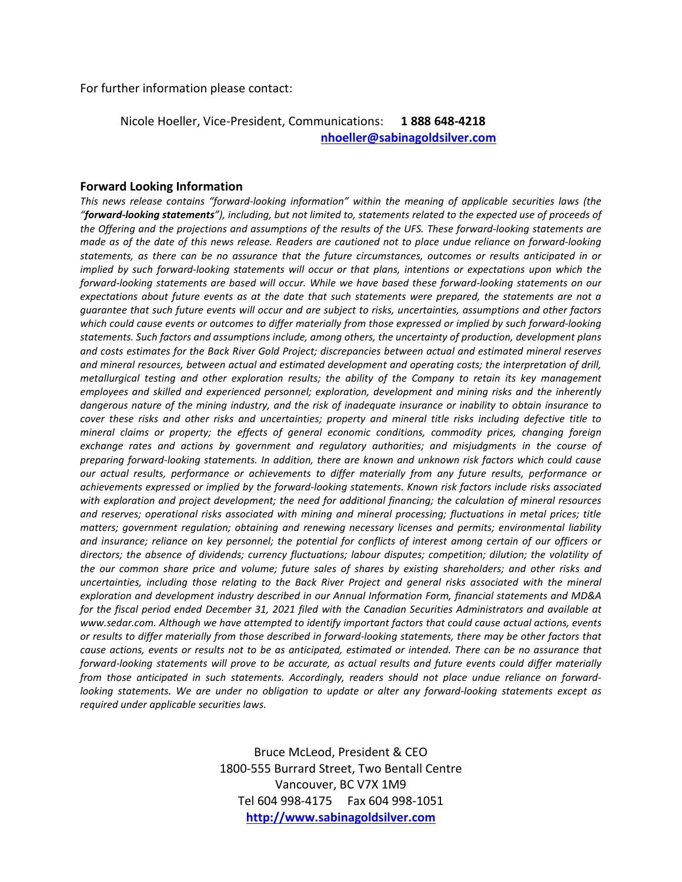For further information please contact:

Nicole Hoeller, Vice-President, Communications: **1 888 648-4218**
**[nhoeller@sabinagoldsilver.com](mailto:nhoeller@sabinagoldsilver.com)**

**Forward Looking Information**

*This news release contains “forward-looking information” within the meaning of applicable securities laws (the “**forward-looking statements**”), including, but not limited to, statements related to the expected use of proceeds of the Offering and the projections and assumptions of the results of the UFS. These forward-looking statements are made as of the date of this news release. Readers are cautioned not to place undue reliance on forward-looking statements, as there can be no assurance that the future circumstances, outcomes or results anticipated in or implied by such forward-looking statements will occur or that plans, intentions or expectations upon which the forward-looking statements are based will occur. While we have based these forward-looking statements on our expectations about future events as at the date that such statements were prepared, the statements are not a guarantee that such future events will occur and are subject to risks, uncertainties, assumptions and other factors which could cause events or outcomes to differ materially from those expressed or implied by such forward-looking statements. Such factors and assumptions include, among others, the uncertainty of production, development plans and costs estimates for the Back River Gold Project; discrepancies between actual and estimated mineral reserves and mineral resources, between actual and estimated development and operating costs; the interpretation of drill, metallurgical testing and other exploration results; the ability of the Company to retain its key management employees and skilled and experienced personnel; exploration, development and mining risks and the inherently dangerous nature of the mining industry, and the risk of inadequate insurance or inability to obtain insurance to cover these risks and other risks and uncertainties; property and mineral title risks including defective title to mineral claims or property; the effects of general economic conditions, commodity prices, changing foreign exchange rates and actions by government and regulatory authorities; and misjudgments in the course of preparing forward-looking statements. In addition, there are known and unknown risk factors which could cause our actual results, performance or achievements to differ materially from any future results, performance or achievements expressed or implied by the forward-looking statements. Known risk factors include risks associated with exploration and project development; the need for additional financing; the calculation of mineral resources and reserves; operational risks associated with mining and mineral processing; fluctuations in metal prices; title matters; government regulation; obtaining and renewing necessary licenses and permits; environmental liability and insurance; reliance on key personnel; the potential for conflicts of interest among certain of our officers or directors; the absence of dividends; currency fluctuations; labour disputes; competition; dilution; the volatility of the our common share price and volume; future sales of shares by existing shareholders; and other risks and uncertainties, including those relating to the Back River Project and general risks associated with the mineral exploration and development industry described in our Annual Information Form, financial statements and MD&A for the fiscal period ended December 31, 2021 filed with the Canadian Securities Administrators and available at www.sedar.com. Although we have attempted to identify important factors that could cause actual actions, events or results to differ materially from those described in forward-looking statements, there may be other factors that cause actions, events or results not to be as anticipated, estimated or intended. There can be no assurance that forward-looking statements will prove to be accurate, as actual results and future events could differ materially from those anticipated in such statements. Accordingly, readers should not place undue reliance on forward-looking statements. We are under no obligation to update or alter any forward-looking statements except as required under applicable securities laws.*

Bruce McLeod, President & CEO
1800-555 Burrard Street, Two Bentall Centre
Vancouver, BC V7X 1M9
Tel 604 998-4175 Fax 604 998-1051
**[http://www.sabinagoldsilver.com](http://www.sabinagoldsilver.com)**